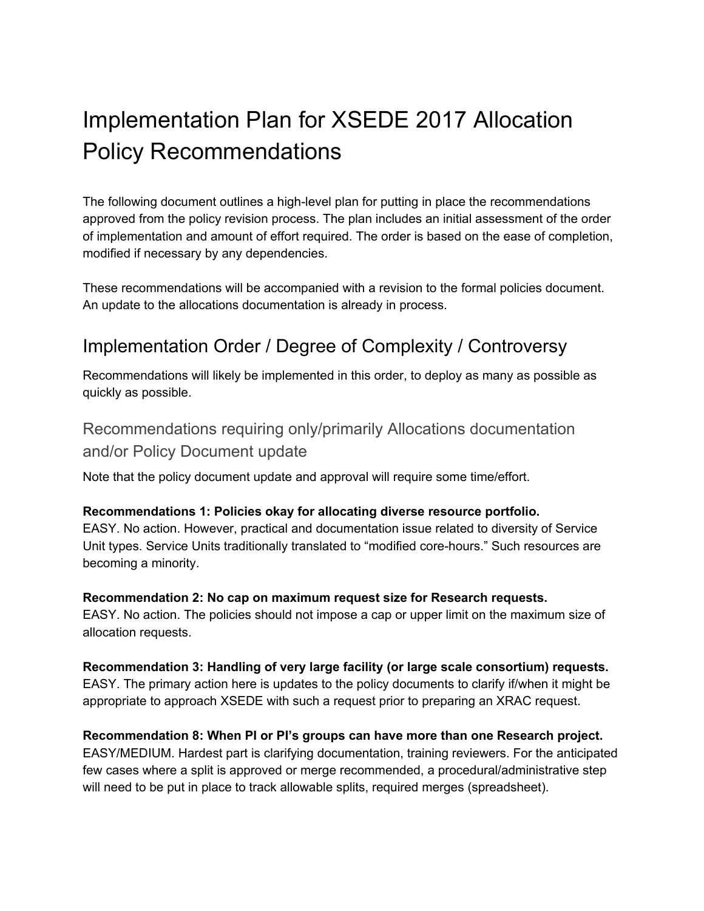# Implementation Plan for XSEDE 2017 Allocation Policy Recommendations

The following document outlines a high-level plan for putting in place the recommendations approved from the policy revision process. The plan includes an initial assessment of the order of implementation and amount of effort required. The order is based on the ease of completion, modified if necessary by any dependencies.

These recommendations will be accompanied with a revision to the formal policies document. An update to the allocations documentation is already in process.

## Implementation Order / Degree of Complexity / Controversy

Recommendations will likely be implemented in this order, to deploy as many as possible as quickly as possible.

### Recommendations requiring only/primarily Allocations documentation and/or Policy Document update

Note that the policy document update and approval will require some time/effort.

**Recommendations 1: Policies okay for allocating diverse resource portfolio.**
EASY. No action. However, practical and documentation issue related to diversity of Service Unit types. Service Units traditionally translated to "modified core-hours." Such resources are becoming a minority.

**Recommendation 2: No cap on maximum request size for Research requests.**
EASY. No action. The policies should not impose a cap or upper limit on the maximum size of allocation requests.

**Recommendation 3: Handling of very large facility (or large scale consortium) requests.**
EASY. The primary action here is updates to the policy documents to clarify if/when it might be appropriate to approach XSEDE with such a request prior to preparing an XRAC request.

**Recommendation 8: When PI or PI's groups can have more than one Research project.**
EASY/MEDIUM. Hardest part is clarifying documentation, training reviewers. For the anticipated few cases where a split is approved or merge recommended, a procedural/administrative step will need to be put in place to track allowable splits, required merges (spreadsheet).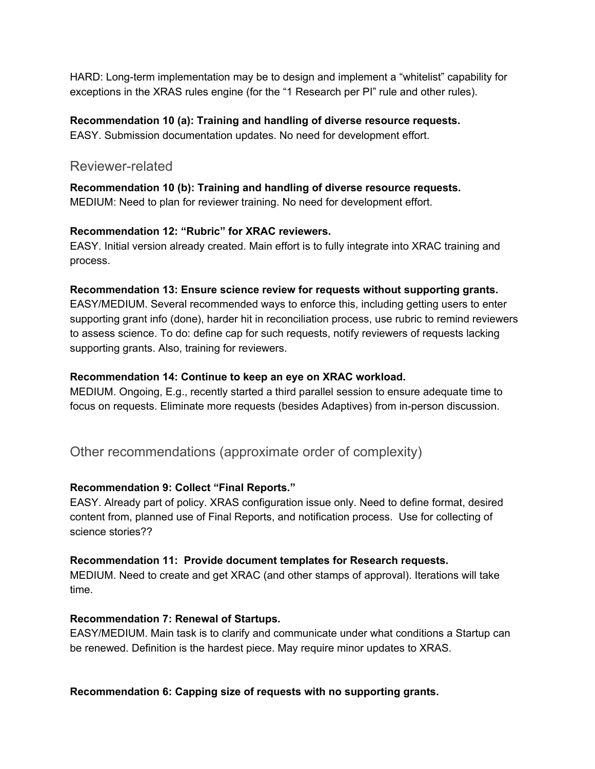HARD: Long-term implementation may be to design and implement a "whitelist" capability for exceptions in the XRAS rules engine (for the "1 Research per PI" rule and other rules).

**Recommendation 10 (a): Training and handling of diverse resource requests.**
EASY. Submission documentation updates. No need for development effort.

## Reviewer-related

**Recommendation 10 (b): Training and handling of diverse resource requests.**
MEDIUM: Need to plan for reviewer training. No need for development effort.

**Recommendation 12: "Rubric" for XRAC reviewers.**
EASY. Initial version already created. Main effort is to fully integrate into XRAC training and process.

**Recommendation 13: Ensure science review for requests without supporting grants.**
EASY/MEDIUM. Several recommended ways to enforce this, including getting users to enter supporting grant info (done), harder hit in reconciliation process, use rubric to remind reviewers to assess science. To do: define cap for such requests, notify reviewers of requests lacking supporting grants. Also, training for reviewers.

**Recommendation 14: Continue to keep an eye on XRAC workload.**
MEDIUM. Ongoing, E.g., recently started a third parallel session to ensure adequate time to focus on requests. Eliminate more requests (besides Adaptives) from in-person discussion.

## Other recommendations (approximate order of complexity)

**Recommendation 9: Collect "Final Reports."**
EASY. Already part of policy. XRAS configuration issue only. Need to define format, desired content from, planned use of Final Reports, and notification process. Use for collecting of science stories??

**Recommendation 11: Provide document templates for Research requests.**
MEDIUM. Need to create and get XRAC (and other stamps of approval). Iterations will take time.

**Recommendation 7: Renewal of Startups.**
EASY/MEDIUM. Main task is to clarify and communicate under what conditions a Startup can be renewed. Definition is the hardest piece. May require minor updates to XRAS.

**Recommendation 6: Capping size of requests with no supporting grants.**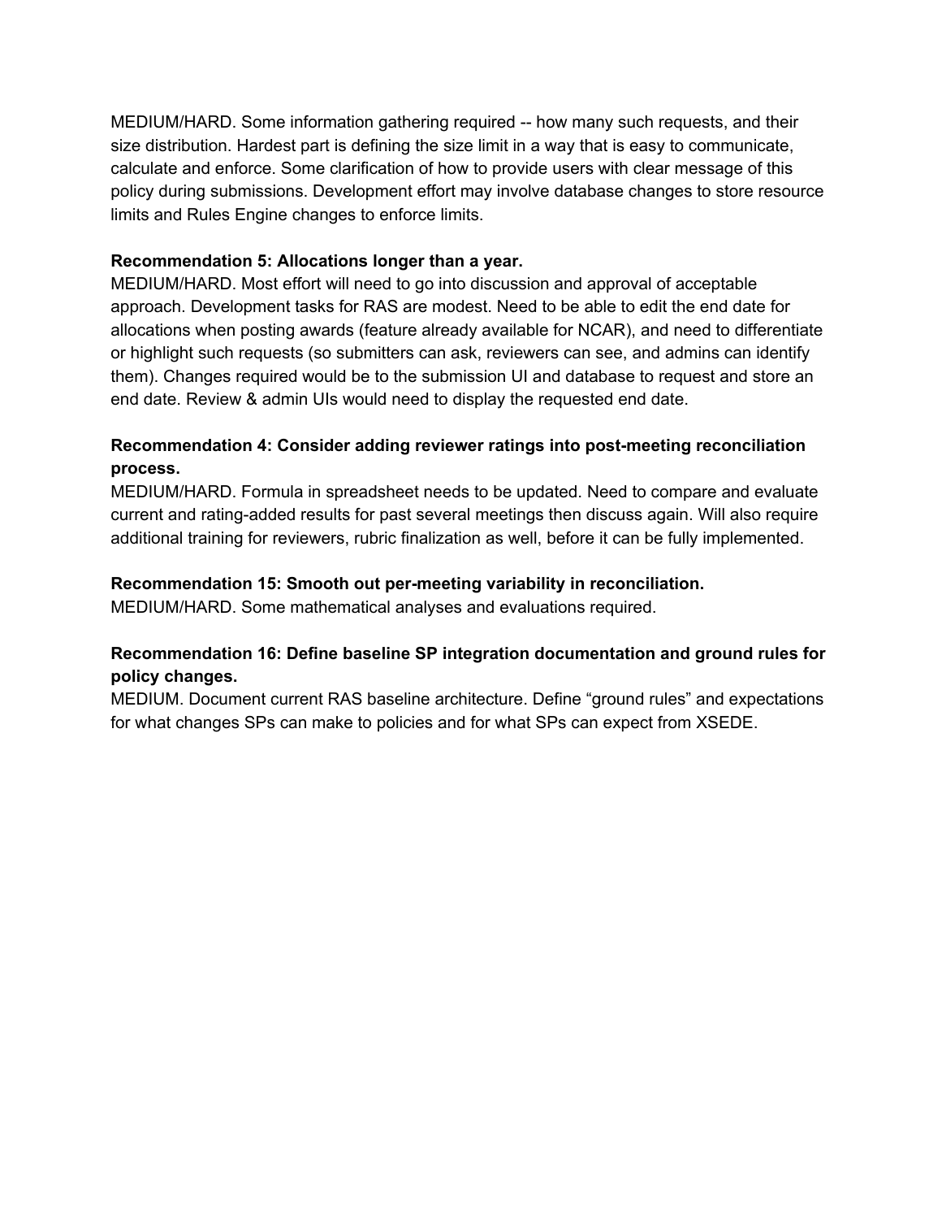MEDIUM/HARD. Some information gathering required -- how many such requests, and their size distribution. Hardest part is defining the size limit in a way that is easy to communicate, calculate and enforce. Some clarification of how to provide users with clear message of this policy during submissions. Development effort may involve database changes to store resource limits and Rules Engine changes to enforce limits.

**Recommendation 5: Allocations longer than a year.**
MEDIUM/HARD. Most effort will need to go into discussion and approval of acceptable approach. Development tasks for RAS are modest. Need to be able to edit the end date for allocations when posting awards (feature already available for NCAR), and need to differentiate or highlight such requests (so submitters can ask, reviewers can see, and admins can identify them). Changes required would be to the submission UI and database to request and store an end date. Review & admin UIs would need to display the requested end date.

**Recommendation 4: Consider adding reviewer ratings into post-meeting reconciliation process.**
MEDIUM/HARD. Formula in spreadsheet needs to be updated. Need to compare and evaluate current and rating-added results for past several meetings then discuss again. Will also require additional training for reviewers, rubric finalization as well, before it can be fully implemented.

**Recommendation 15: Smooth out per-meeting variability in reconciliation.**
MEDIUM/HARD. Some mathematical analyses and evaluations required.

**Recommendation 16: Define baseline SP integration documentation and ground rules for policy changes.**
MEDIUM. Document current RAS baseline architecture. Define “ground rules” and expectations for what changes SPs can make to policies and for what SPs can expect from XSEDE.